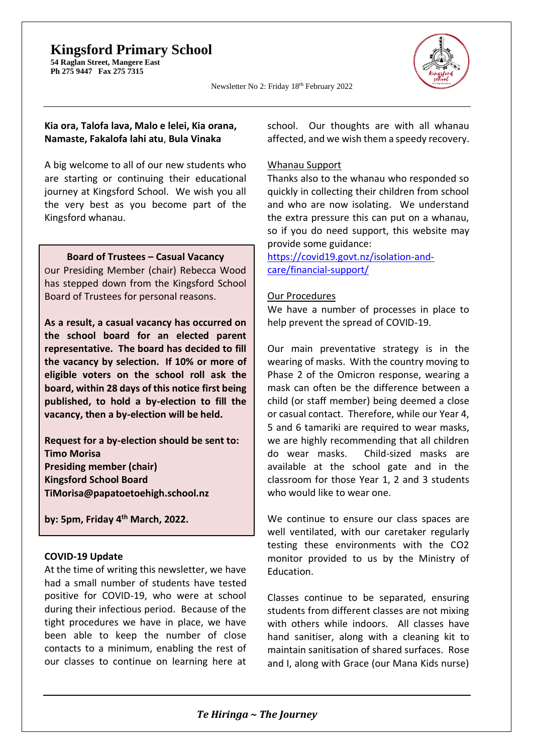# Kingsford Primary School

**54 Raglan Street, Mangere East**
**Ph 275 9447 Fax 275 7315**

Newsletter No 2: Friday 18th February 2022

**Kia ora, Talofa lava, Malo e lelei, Kia orana, Namaste, Fakalofa lahi atu**, **Bula Vinaka**

A big welcome to all of our new students who are starting or continuing their educational journey at Kingsford School. We wish you all the very best as you become part of the Kingsford whanau.

**Board of Trustees – Casual Vacancy**

Our Presiding Member (chair) Rebecca Wood has stepped down from the Kingsford School Board of Trustees for personal reasons.

**As a result, a casual vacancy has occurred on the school board for an elected parent representative. The board has decided to fill the vacancy by selection. If 10% or more of eligible voters on the school roll ask the board, within 28 days of this notice first being published, to hold a by-election to fill the vacancy, then a by-election will be held.**

**Request for a by-election should be sent to:**
**Timo Morisa**
**Presiding member (chair)**
**Kingsford School Board**
**TiMorisa@papatoetoehigh.school.nz**

**by: 5pm, Friday 4th March, 2022.**

**COVID-19 Update**

At the time of writing this newsletter, we have had a small number of students have tested positive for COVID-19, who were at school during their infectious period. Because of the tight procedures we have in place, we have been able to keep the number of close contacts to a minimum, enabling the rest of our classes to continue on learning here at school. Our thoughts are with all whanau affected, and we wish them a speedy recovery.

Whanau Support

Thanks also to the whanau who responded so quickly in collecting their children from school and who are now isolating. We understand the extra pressure this can put on a whanau, so if you do need support, this website may provide some guidance:
https://covid19.govt.nz/isolation-and-care/financial-support/

Our Procedures

We have a number of processes in place to help prevent the spread of COVID-19.

Our main preventative strategy is in the wearing of masks. With the country moving to Phase 2 of the Omicron response, wearing a mask can often be the difference between a child (or staff member) being deemed a close or casual contact. Therefore, while our Year 4, 5 and 6 tamariki are required to wear masks, we are highly recommending that all children do wear masks. Child-sized masks are available at the school gate and in the classroom for those Year 1, 2 and 3 students who would like to wear one.

We continue to ensure our class spaces are well ventilated, with our caretaker regularly testing these environments with the CO2 monitor provided to us by the Ministry of Education.

Classes continue to be separated, ensuring students from different classes are not mixing with others while indoors. All classes have hand sanitiser, along with a cleaning kit to maintain sanitisation of shared surfaces. Rose and I, along with Grace (our Mana Kids nurse)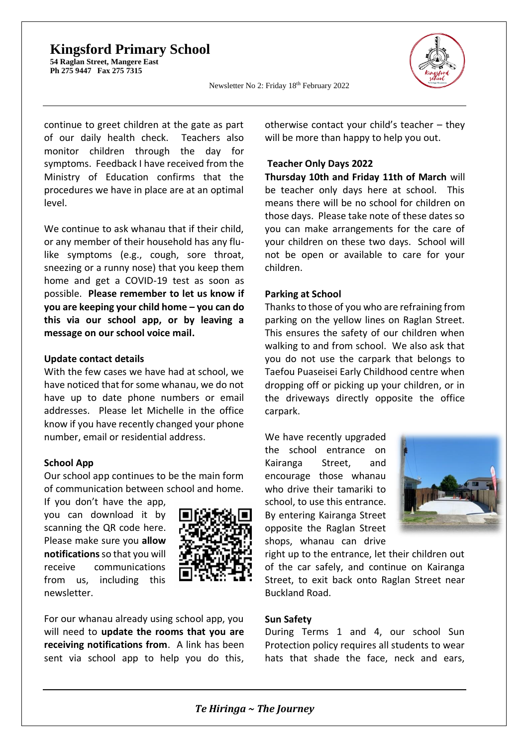continue to greet children at the gate as part of our daily health check. Teachers also monitor children through the day for symptoms. Feedback I have received from the Ministry of Education confirms that the procedures we have in place are at an optimal level.

We continue to ask whanau that if their child, or any member of their household has any flu-like symptoms (e.g., cough, sore throat, sneezing or a runny nose) that you keep them home and get a COVID-19 test as soon as possible. **Please remember to let us know if you are keeping your child home – you can do this via our school app, or by leaving a message on our school voice mail.**

**Update contact details**

With the few cases we have had at school, we have noticed that for some whanau, we do not have up to date phone numbers or email addresses. Please let Michelle in the office know if you have recently changed your phone number, email or residential address.

**School App**

Our school app continues to be the main form of communication between school and home. If you don't have the app, you can download it by scanning the QR code here. Please make sure you **allow notifications** so that you will receive communications from us, including this newsletter.

For our whanau already using school app, you will need to **update the rooms that you are receiving notifications from**. A link has been sent via school app to help you do this, otherwise contact your child's teacher – they will be more than happy to help you out.

**Teacher Only Days 2022**

**Thursday 10th and Friday 11th of March** will be teacher only days here at school. This means there will be no school for children on those days. Please take note of these dates so you can make arrangements for the care of your children on these two days. School will not be open or available to care for your children.

**Parking at School**

Thanks to those of you who are refraining from parking on the yellow lines on Raglan Street. This ensures the safety of our children when walking to and from school. We also ask that you do not use the carpark that belongs to Taefou Puaseisei Early Childhood centre when dropping off or picking up your children, or in the driveways directly opposite the office carpark.

We have recently upgraded the school entrance on Kairanga Street, and encourage those whanau who drive their tamariki to school, to use this entrance. By entering Kairanga Street opposite the Raglan Street shops, whanau can drive right up to the entrance, let their children out of the car safely, and continue on Kairanga Street, to exit back onto Raglan Street near Buckland Road.

**Sun Safety**

During Terms 1 and 4, our school Sun Protection policy requires all students to wear hats that shade the face, neck and ears,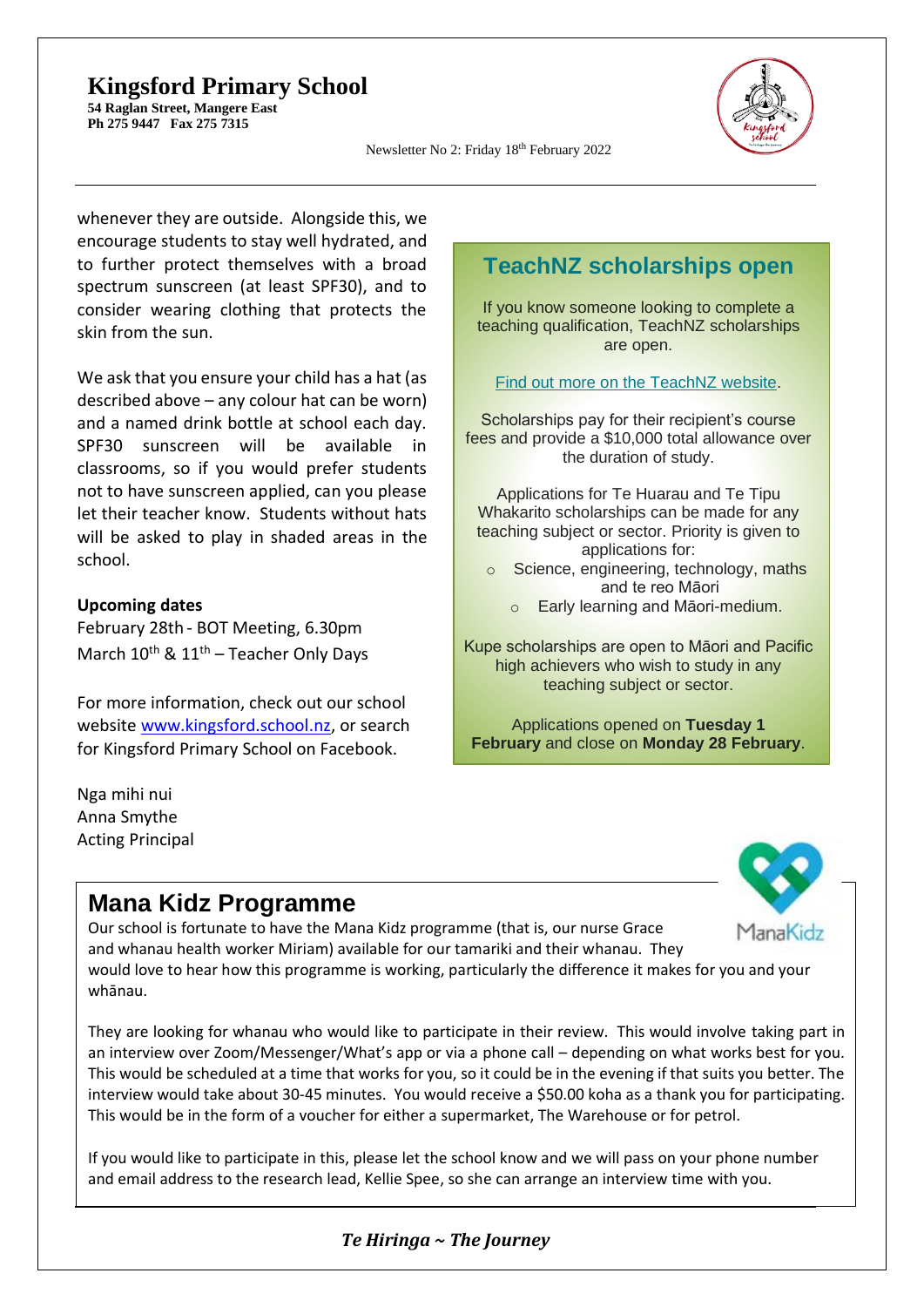# Kingsford Primary School

**54 Raglan Street, Mangere East**
**Ph 275 9447 Fax 275 7315**

Newsletter No 2: Friday 18th February 2022

whenever they are outside. Alongside this, we encourage students to stay well hydrated, and to further protect themselves with a broad spectrum sunscreen (at least SPF30), and to consider wearing clothing that protects the skin from the sun.

We ask that you ensure your child has a hat (as described above – any colour hat can be worn) and a named drink bottle at school each day. SPF30 sunscreen will be available in classrooms, so if you would prefer students not to have sunscreen applied, can you please let their teacher know. Students without hats will be asked to play in shaded areas in the school.

**Upcoming dates**

February 28th - BOT Meeting, 6.30pm

March 10th & 11th – Teacher Only Days

For more information, check out our school website www.kingsford.school.nz, or search for Kingsford Primary School on Facebook.

Nga mihi nui
Anna Smythe
Acting Principal

## TeachNZ scholarships open

If you know someone looking to complete a teaching qualification, TeachNZ scholarships are open.

Find out more on the TeachNZ website.

Scholarships pay for their recipient's course fees and provide a $10,000 total allowance over the duration of study.

Applications for Te Huarau and Te Tipu Whakarito scholarships can be made for any teaching subject or sector. Priority is given to applications for:

- Science, engineering, technology, maths and te reo Māori
- Early learning and Māori-medium.

Kupe scholarships are open to Māori and Pacific high achievers who wish to study in any teaching subject or sector.

Applications opened on **Tuesday 1 February** and close on **Monday 28 February**.

## Mana Kidz Programme

Our school is fortunate to have the Mana Kidz programme (that is, our nurse Grace and whanau health worker Miriam) available for our tamariki and their whanau. They would love to hear how this programme is working, particularly the difference it makes for you and your whānau.

They are looking for whanau who would like to participate in their review. This would involve taking part in an interview over Zoom/Messenger/What's app or via a phone call – depending on what works best for you. This would be scheduled at a time that works for you, so it could be in the evening if that suits you better. The interview would take about 30-45 minutes. You would receive a $50.00 koha as a thank you for participating. This would be in the form of a voucher for either a supermarket, The Warehouse or for petrol.

If you would like to participate in this, please let the school know and we will pass on your phone number and email address to the research lead, Kellie Spee, so she can arrange an interview time with you.

*Te Hiringa ~ The Journey*